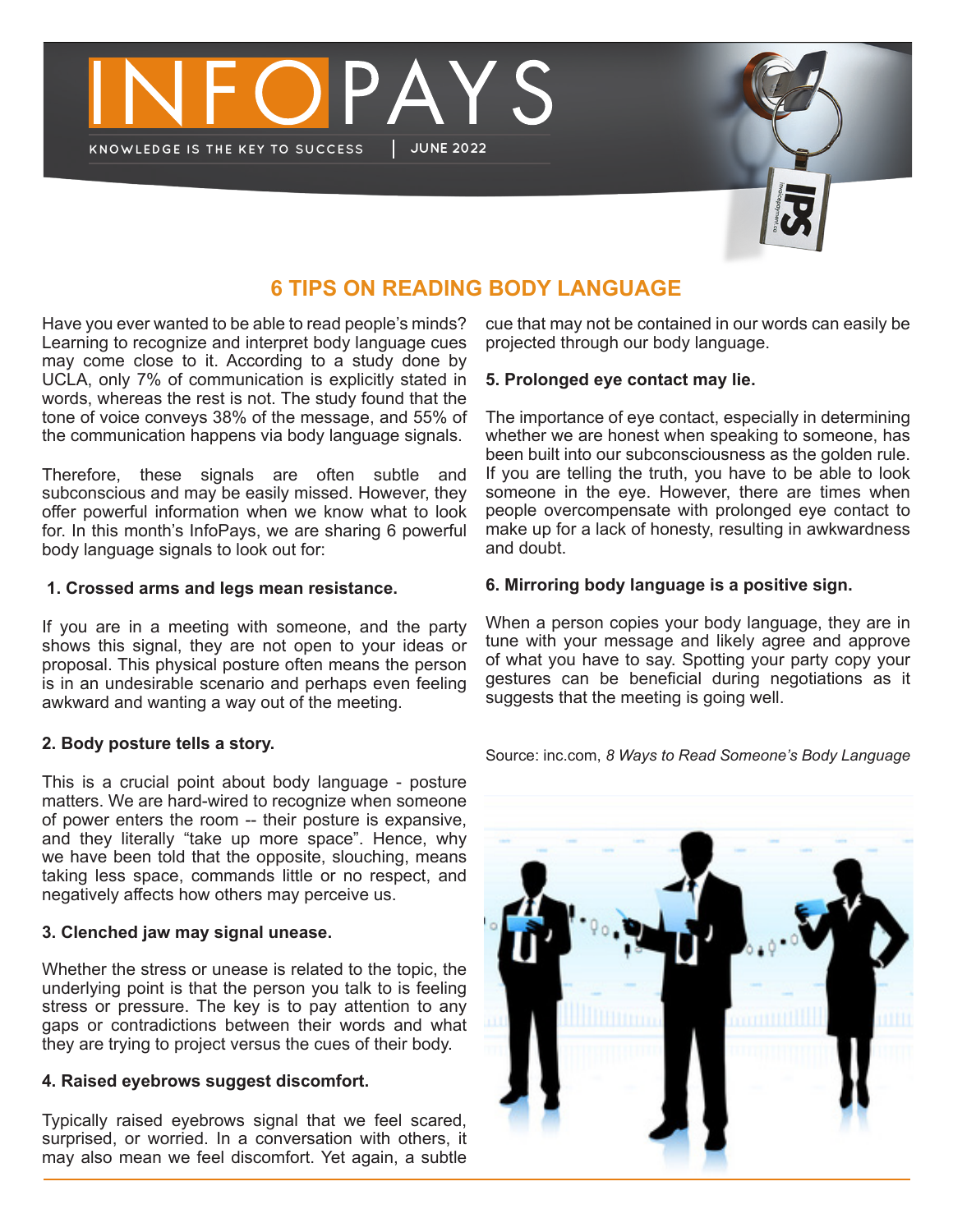# INFOPAYS

KNOWLEDGE IS THE KEY TO SUCCESS | JUNE 2022

## 6 TIPS ON READING BODY LANGUAGE

Have you ever wanted to be able to read people's minds? Learning to recognize and interpret body language cues may come close to it. According to a study done by UCLA, only 7% of communication is explicitly stated in words, whereas the rest is not. The study found that the tone of voice conveys 38% of the message, and 55% of the communication happens via body language signals.

Therefore, these signals are often subtle and subconscious and may be easily missed. However, they offer powerful information when we know what to look for. In this month's InfoPays, we are sharing 6 powerful body language signals to look out for:

**1. Crossed arms and legs mean resistance.**

If you are in a meeting with someone, and the party shows this signal, they are not open to your ideas or proposal. This physical posture often means the person is in an undesirable scenario and perhaps even feeling awkward and wanting a way out of the meeting.

**2. Body posture tells a story.**

This is a crucial point about body language - posture matters. We are hard-wired to recognize when someone of power enters the room -- their posture is expansive, and they literally "take up more space". Hence, why we have been told that the opposite, slouching, means taking less space, commands little or no respect, and negatively affects how others may perceive us.

**3. Clenched jaw may signal unease.**

Whether the stress or unease is related to the topic, the underlying point is that the person you talk to is feeling stress or pressure. The key is to pay attention to any gaps or contradictions between their words and what they are trying to project versus the cues of their body.

**4. Raised eyebrows suggest discomfort.**

Typically raised eyebrows signal that we feel scared, surprised, or worried. In a conversation with others, it may also mean we feel discomfort. Yet again, a subtle cue that may not be contained in our words can easily be projected through our body language.

**5. Prolonged eye contact may lie.**

The importance of eye contact, especially in determining whether we are honest when speaking to someone, has been built into our subconsciousness as the golden rule. If you are telling the truth, you have to be able to look someone in the eye. However, there are times when people overcompensate with prolonged eye contact to make up for a lack of honesty, resulting in awkwardness and doubt.

**6. Mirroring body language is a positive sign.**

When a person copies your body language, they are in tune with your message and likely agree and approve of what you have to say. Spotting your party copy your gestures can be beneficial during negotiations as it suggests that the meeting is going well.

Source: inc.com, *8 Ways to Read Someone's Body Language*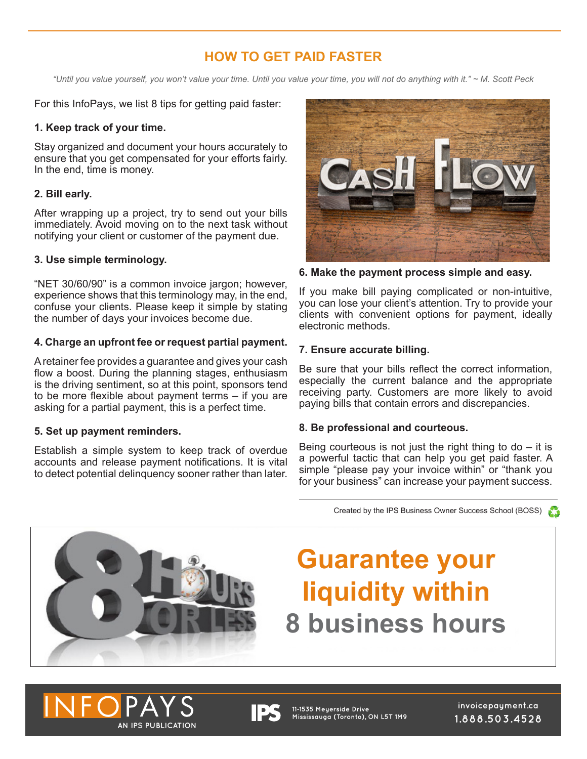## HOW TO GET PAID FASTER

*"Until you value yourself, you won't value your time. Until you value your time, you will not do anything with it." ~ M. Scott Peck*

For this InfoPays, we list 8 tips for getting paid faster:

**1. Keep track of your time.**

Stay organized and document your hours accurately to ensure that you get compensated for your efforts fairly. In the end, time is money.

**2. Bill early.**

After wrapping up a project, try to send out your bills immediately. Avoid moving on to the next task without notifying your client or customer of the payment due.

**3. Use simple terminology.**

"NET 30/60/90" is a common invoice jargon; however, experience shows that this terminology may, in the end, confuse your clients. Please keep it simple by stating the number of days your invoices become due.

**4. Charge an upfront fee or request partial payment.**

A retainer fee provides a guarantee and gives your cash flow a boost. During the planning stages, enthusiasm is the driving sentiment, so at this point, sponsors tend to be more flexible about payment terms – if you are asking for a partial payment, this is a perfect time.

**5. Set up payment reminders.**

Establish a simple system to keep track of overdue accounts and release payment notifications. It is vital to detect potential delinquency sooner rather than later.

**6. Make the payment process simple and easy.**

If you make bill paying complicated or non-intuitive, you can lose your client's attention. Try to provide your clients with convenient options for payment, ideally electronic methods.

**7. Ensure accurate billing.**

Be sure that your bills reflect the correct information, especially the current balance and the appropriate receiving party. Customers are more likely to avoid paying bills that contain errors and discrepancies.

**8. Be professional and courteous.**

Being courteous is not just the right thing to do – it is a powerful tactic that can help you get paid faster. A simple "please pay your invoice within" or "thank you for your business" can increase your payment success.

Created by the IPS Business Owner Success School (BOSS)

**Guarantee your liquidity within 8 business hours**

INFOPAYS – AN IPS PUBLICATION

IPS – 11-1535 Meyerside Drive, Mississauga (Toronto), ON L5T 1M9

invoicepayment.ca
1.888.503.4528